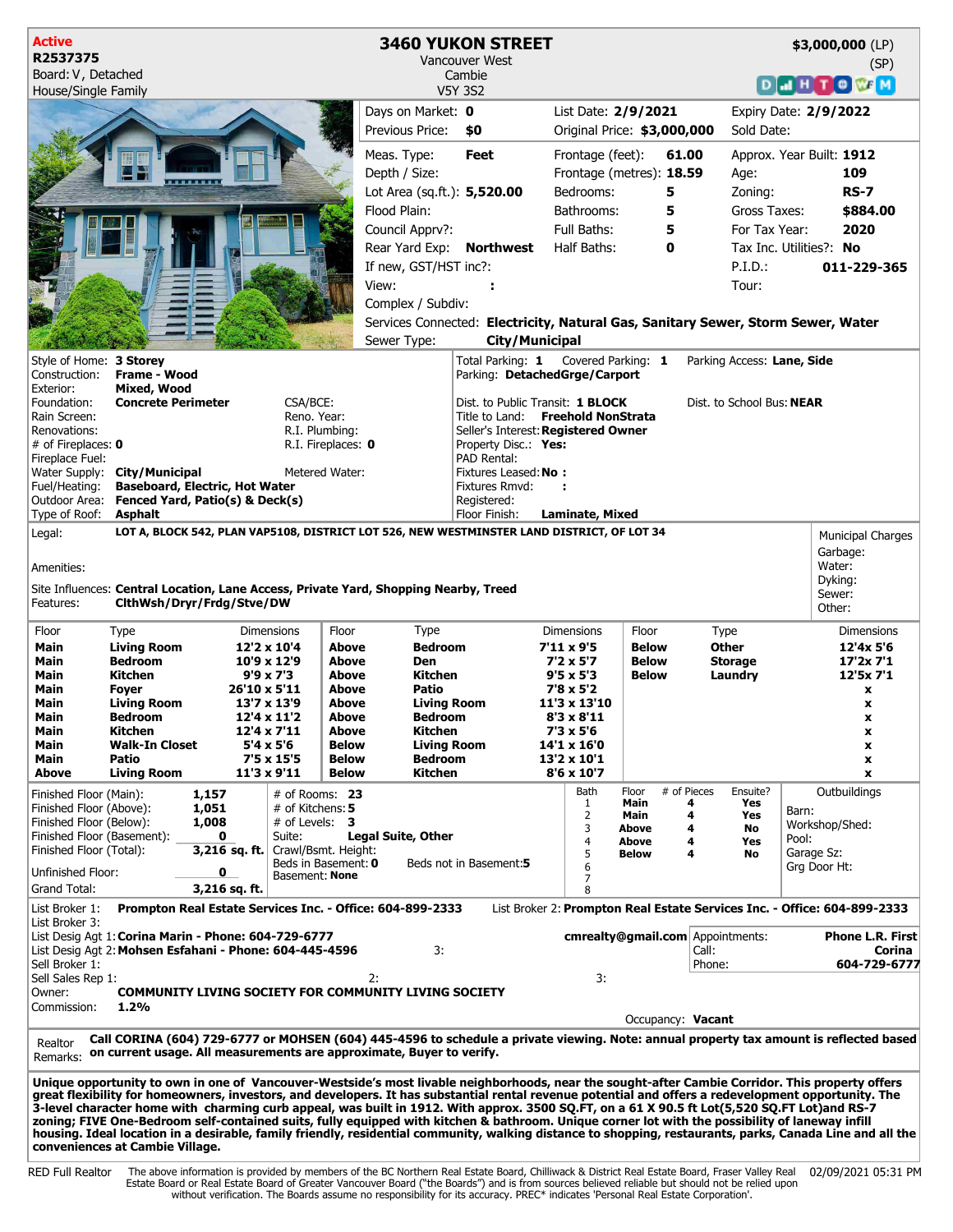**Active**
**R2537375**
Board: V, Detached
House/Single Family

# 3460 YUKON STREET

Vancouver West
Cambie
V5Y 3S2

**$3,000,000** (LP)
(SP)

| | | | | | |
|---|---|---|---|---|---|
| Days on Market: | **0** | List Date: | **2/9/2021** | Expiry Date: | **2/9/2022** |
| Previous Price: | **$0** | Original Price: | **$3,000,000** | Sold Date: | |
| Meas. Type: | **Feet** | Frontage (feet): | **61.00** | Approx. Year Built: | **1912** |
| Depth / Size: | | Frontage (metres): | **18.59** | Age: | **109** |
| Lot Area (sq.ft.): | **5,520.00** | Bedrooms: | **5** | Zoning: | **RS-7** |
| Flood Plain: | | Bathrooms: | **5** | Gross Taxes: | **$884.00** |
| Council Apprv?: | | Full Baths: | **5** | For Tax Year: | **2020** |
| Rear Yard Exp: | **Northwest** | Half Baths: | **0** | Tax Inc. Utilities?: | **No** |
| If new, GST/HST inc?: | | | | P.I.D.: | **011-229-365** |
| View: | **:** | | | Tour: | |
| Complex / Subdiv: | | | | | |

Services Connected: **Electricity, Natural Gas, Sanitary Sewer, Storm Sewer, Water**
Sewer Type: **City/Municipal**

Style of Home: **3 Storey**
Construction: **Frame - Wood**
Exterior: **Mixed, Wood**
Foundation: **Concrete Perimeter**
CSA/BCE:
Rain Screen:
Reno. Year:
Renovations:
R.I. Plumbing:
\# of Fireplaces: **0**
R.I. Fireplaces: **0**
Fireplace Fuel:
Water Supply: **City/Municipal**
Metered Water:
Fuel/Heating: **Baseboard, Electric, Hot Water**
Outdoor Area: **Fenced Yard, Patio(s) & Deck(s)**
Type of Roof: **Asphalt**

Total Parking: **1** Covered Parking: **1** Parking Access: **Lane, Side**
Parking: **DetachedGrge/Carport**
Dist. to Public Transit: **1 BLOCK** Dist. to School Bus: **NEAR**
Title to Land: **Freehold NonStrata**
Seller's Interest: **Registered Owner**
Property Disc.: **Yes:**
PAD Rental:
Fixtures Leased: **No :**
Fixtures Rmvd: **:**
Registered:
Floor Finish: **Laminate, Mixed**

Legal: **LOT A, BLOCK 542, PLAN VAP5108, DISTRICT LOT 526, NEW WESTMINSTER LAND DISTRICT, OF LOT 34**

Amenities:

Site Influences: **Central Location, Lane Access, Private Yard, Shopping Nearby, Treed**
Features: **ClthWsh/Dryr/Frdg/Stve/DW**

Municipal Charges
Garbage:
Water:
Dyking:
Sewer:
Other:

| Floor | Type | Dimensions | Floor | Type | Dimensions | Floor | Type | Dimensions |
|---|---|---|---|---|---|---|---|---|
| Main | Living Room | 12'2 x 10'4 | Above | Bedroom | 7'11 x 9'5 | Below | Other | 12'4x 5'6 |
| Main | Bedroom | 10'9 x 12'9 | Above | Den | 7'2 x 5'7 | Below | Storage | 17'2x 7'1 |
| Main | Kitchen | 9'9 x 7'3 | Above | Kitchen | 9'5 x 5'3 | Below | Laundry | 12'5x 7'1 |
| Main | Foyer | 26'10 x 5'11 | Above | Patio | 7'8 x 5'2 | | | x |
| Main | Living Room | 13'7 x 13'9 | Above | Living Room | 11'3 x 13'10 | | | x |
| Main | Bedroom | 12'4 x 11'2 | Above | Bedroom | 8'3 x 8'11 | | | x |
| Main | Kitchen | 12'4 x 7'11 | Above | Kitchen | 7'3 x 5'6 | | | x |
| Main | Walk-In Closet | 5'4 x 5'6 | Below | Living Room | 14'1 x 16'0 | | | x |
| Main | Patio | 7'5 x 15'5 | Below | Bedroom | 13'2 x 10'1 | | | x |
| Above | Living Room | 11'3 x 9'11 | Below | Kitchen | 8'6 x 10'7 | | | x |

Finished Floor (Main): **1,157**
Finished Floor (Above): **1,051**
Finished Floor (Below): **1,008**
Finished Floor (Basement): **0**
Finished Floor (Total): **3,216 sq. ft.**
Unfinished Floor: **0**
Grand Total: **3,216 sq. ft.**

\# of Rooms: **23**
\# of Kitchens: **5**
\# of Levels: **3**
Suite: **Legal Suite, Other**
Crawl/Bsmt. Height:
Beds in Basement: **0** Beds not in Basement: **5**
Basement: **None**

| Bath | Floor | # of Pieces | Ensuite? |
|---|---|---|---|
| 1 | Main | 4 | Yes |
| 2 | Main | 4 | Yes |
| 3 | Above | 4 | No |
| 4 | Above | 4 | Yes |
| 5 | Below | 4 | No |
| 6 | | | |
| 7 | | | |
| 8 | | | |

Outbuildings
Barn:
Workshop/Shed:
Pool:
Garage Sz:
Grg Door Ht:

List Broker 1: **Prompton Real Estate Services Inc. - Office: 604-899-2333**
List Broker 2: **Prompton Real Estate Services Inc. - Office: 604-899-2333**
List Broker 3:
List Desig Agt 1: **Corina Marin - Phone: 604-729-6777** **cmrealty@gmail.com**
List Desig Agt 2: **Mohsen Esfahani - Phone: 604-445-4596** 3:
Appointments: **Phone L.R. First**
Call: **Corina**
Phone: **604-729-6777**
Sell Broker 1:
Sell Sales Rep 1: 2: 3:
Owner: **COMMUNITY LIVING SOCIETY FOR COMMUNITY LIVING SOCIETY**
Commission: **1.2%**
Occupancy: **Vacant**

Realtor Remarks: **Call CORINA (604) 729-6777 or MOHSEN (604) 445-4596 to schedule a private viewing. Note: annual property tax amount is reflected based on current usage. All measurements are approximate, Buyer to verify.**

**Unique opportunity to own in one of Vancouver-Westside's most livable neighborhoods, near the sought-after Cambie Corridor. This property offers great flexibility for homeowners, investors, and developers. It has substantial rental revenue potential and offers a redevelopment opportunity. The 3-level character home with charming curb appeal, was built in 1912. With approx. 3500 SQ.FT, on a 61 X 90.5 ft Lot(5,520 SQ.FT Lot)and RS-7 zoning; FIVE One-Bedroom self-contained suits, fully equipped with kitchen & bathroom. Unique corner lot with the possibility of laneway infill housing. Ideal location in a desirable, family friendly, residential community, walking distance to shopping, restaurants, parks, Canada Line and all the conveniences at Cambie Village.**

RED Full Realtor — The above information is provided by members of the BC Northern Real Estate Board, Chilliwack & District Real Estate Board, Fraser Valley Real Estate Board or Real Estate Board of Greater Vancouver Board ("the Boards") and is from sources believed reliable but should not be relied upon without verification. The Boards assume no responsibility for its accuracy. PREC* indicates 'Personal Real Estate Corporation'. 02/09/2021 05:31 PM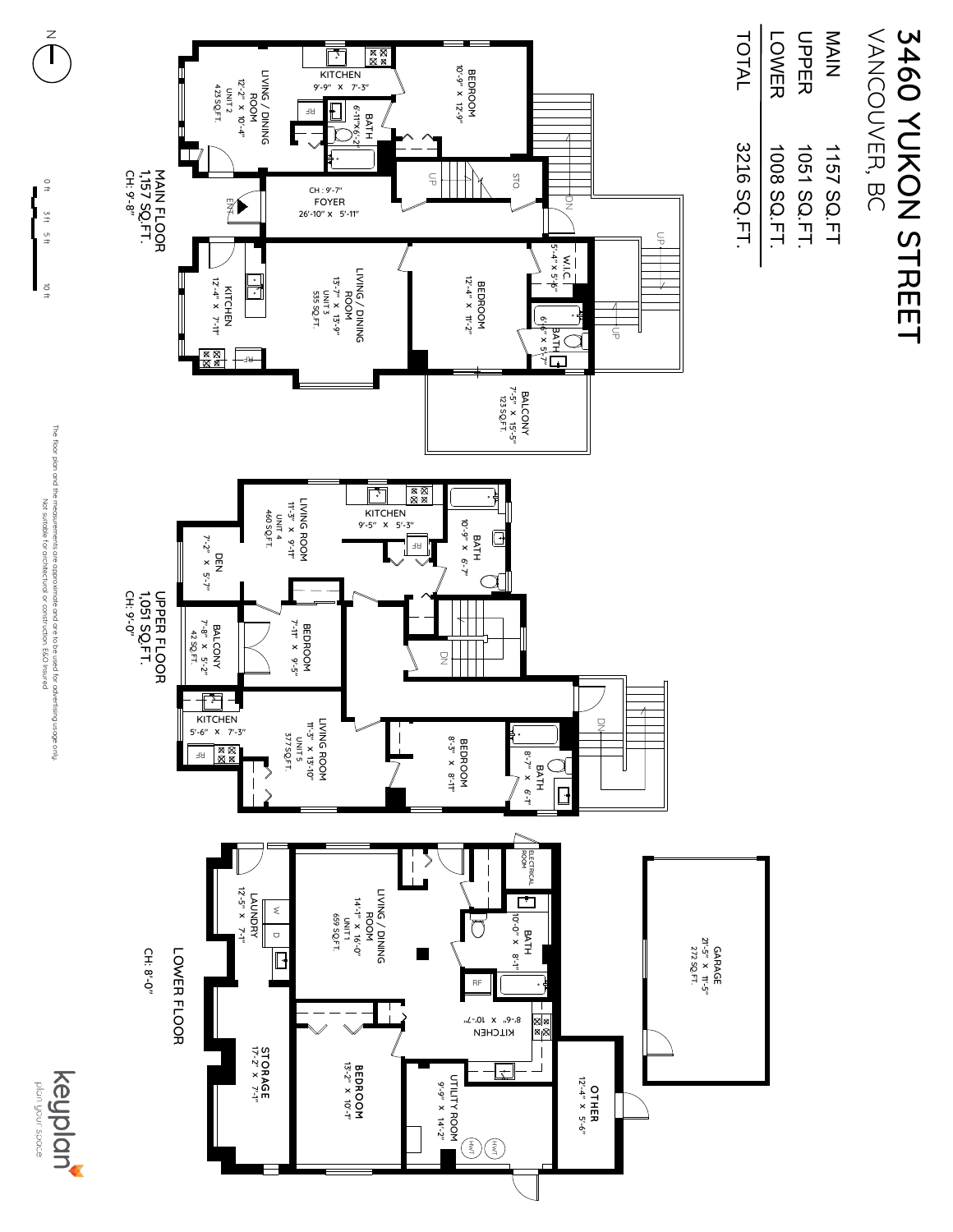# 3460 YUKON STREET

VANCOUVER, BC

| | |
|---|---|
| MAIN | 1157 SQ.FT |
| UPPER | 1051 SQ.FT. |
| LOWER | 1008 SQ.FT. |
| TOTAL | 3216 SQ.FT. |

## MAIN FLOOR
1,157 SQ.FT.
CH: 9'-8"

BEDROOM
10'-9" X 12'-9"

KITCHEN
9'-9" X 7'-3"

LIVING / DINING ROOM
12'-2" X 10'-4"
UNIT 2
423 SQ.FT.

BATH
6'-11" X 6'-2"

RF

STO.

UP

DN

CH : 9'-7"
FOYER
26'-10" X 5'-11"

ENT

W.I.C.
5'-4" X 5'-6"

BEDROOM
12'-4" X 11'-2"

BATH
6'-6" X 5'-7"

LIVING / DINING ROOM
13'-7" X 13'-9"
UNIT 3
535 SQ.FT.

KITCHEN
12'-4" X 7'-11"

RF

BALCONY
7'-5" X 15'-5"
123 SQ.FT.

UP

## UPPER FLOOR
1,051 SQ.FT.
CH: 9'-0"

KITCHEN
9'-5" X 5'-3"

BATH
10'-9" X 6'-7"

LIVING ROOM
11'-3" X 9'-11"
UNIT 4
460 SQ.FT.

RF

DEN
7'-2" X 5'-7"

BEDROOM
7'-11" X 9'-5"

BALCONY
7'-8" X 5'-2"
42 SQ.FT.

DN

KITCHEN
5'-6" X 7'-3"

RF

LIVING ROOM
11'-3" X 13'-10"
UNIT 5
377 SQ.FT.

BEDROOM
8'-3" X 8'-11"

BATH
8'-7" X 6'-1"

DN

## LOWER FLOOR
CH: 8'-0"

GARAGE
21'-5" X 11'-5"
272 SQ.FT.

ELECTRICAL ROOM

BATH
10'-0" X 8'-1"

LIVING / DINING ROOM
14'-1" X 16'-0"
UNIT 1
659 SQ.FT.

RF

KITCHEN
8'-6" X 10'-7"

LAUNDRY
12'-5" X 7'-1"

W

D

OTHER
12'-4" X 5'-6"

STORAGE
17'-2" X 7'-1"

BEDROOM
13'-2" X 10'-1"

UTILITY ROOM
9'-9" X 14'-2"

HWT

HWT

N

0 ft 3 ft 5 ft 10 ft

The floor plan and the measurements are approximate and are to be used for advertising usage only. Not suitable for architectural or construction. E&O Insured

keyplan
plan your space